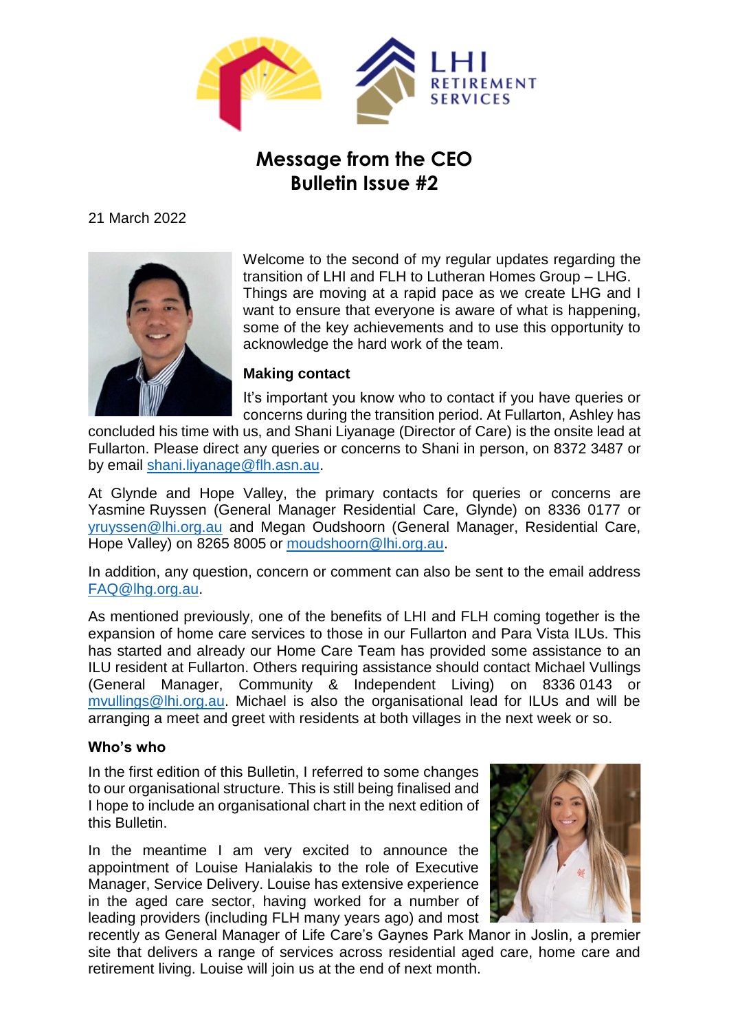# Message from the CEO
## Bulletin Issue #2

21 March 2022

Welcome to the second of my regular updates regarding the transition of LHI and FLH to Lutheran Homes Group – LHG. Things are moving at a rapid pace as we create LHG and I want to ensure that everyone is aware of what is happening, some of the key achievements and to use this opportunity to acknowledge the hard work of the team.

**Making contact**

It's important you know who to contact if you have queries or concerns during the transition period. At Fullarton, Ashley has concluded his time with us, and Shani Liyanage (Director of Care) is the onsite lead at Fullarton. Please direct any queries or concerns to Shani in person, on 8372 3487 or by email shani.liyanage@flh.asn.au.

At Glynde and Hope Valley, the primary contacts for queries or concerns are Yasmine Ruyssen (General Manager Residential Care, Glynde) on 8336 0177 or yruyssen@lhi.org.au and Megan Oudshoorn (General Manager, Residential Care, Hope Valley) on 8265 8005 or moudshoorn@lhi.org.au.

In addition, any question, concern or comment can also be sent to the email address FAQ@lhg.org.au.

As mentioned previously, one of the benefits of LHI and FLH coming together is the expansion of home care services to those in our Fullarton and Para Vista ILUs. This has started and already our Home Care Team has provided some assistance to an ILU resident at Fullarton. Others requiring assistance should contact Michael Vullings (General Manager, Community & Independent Living) on 8336 0143 or mvullings@lhi.org.au. Michael is also the organisational lead for ILUs and will be arranging a meet and greet with residents at both villages in the next week or so.

**Who's who**

In the first edition of this Bulletin, I referred to some changes to our organisational structure. This is still being finalised and I hope to include an organisational chart in the next edition of this Bulletin.

In the meantime I am very excited to announce the appointment of Louise Hanialakis to the role of Executive Manager, Service Delivery. Louise has extensive experience in the aged care sector, having worked for a number of leading providers (including FLH many years ago) and most recently as General Manager of Life Care's Gaynes Park Manor in Joslin, a premier site that delivers a range of services across residential aged care, home care and retirement living. Louise will join us at the end of next month.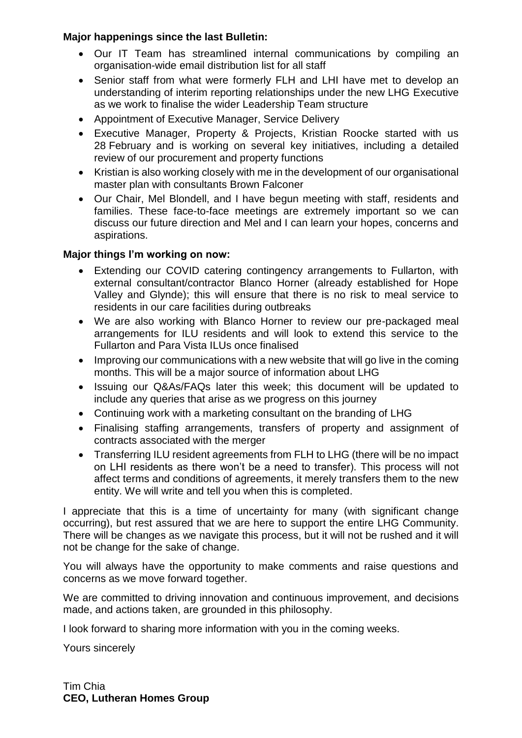**Major happenings since the last Bulletin:**

- Our IT Team has streamlined internal communications by compiling an organisation-wide email distribution list for all staff
- Senior staff from what were formerly FLH and LHI have met to develop an understanding of interim reporting relationships under the new LHG Executive as we work to finalise the wider Leadership Team structure
- Appointment of Executive Manager, Service Delivery
- Executive Manager, Property & Projects, Kristian Roocke started with us 28 February and is working on several key initiatives, including a detailed review of our procurement and property functions
- Kristian is also working closely with me in the development of our organisational master plan with consultants Brown Falconer
- Our Chair, Mel Blondell, and I have begun meeting with staff, residents and families. These face-to-face meetings are extremely important so we can discuss our future direction and Mel and I can learn your hopes, concerns and aspirations.

**Major things I'm working on now:**

- Extending our COVID catering contingency arrangements to Fullarton, with external consultant/contractor Blanco Horner (already established for Hope Valley and Glynde); this will ensure that there is no risk to meal service to residents in our care facilities during outbreaks
- We are also working with Blanco Horner to review our pre-packaged meal arrangements for ILU residents and will look to extend this service to the Fullarton and Para Vista ILUs once finalised
- Improving our communications with a new website that will go live in the coming months. This will be a major source of information about LHG
- Issuing our Q&As/FAQs later this week; this document will be updated to include any queries that arise as we progress on this journey
- Continuing work with a marketing consultant on the branding of LHG
- Finalising staffing arrangements, transfers of property and assignment of contracts associated with the merger
- Transferring ILU resident agreements from FLH to LHG (there will be no impact on LHI residents as there won't be a need to transfer). This process will not affect terms and conditions of agreements, it merely transfers them to the new entity. We will write and tell you when this is completed.

I appreciate that this is a time of uncertainty for many (with significant change occurring), but rest assured that we are here to support the entire LHG Community. There will be changes as we navigate this process, but it will not be rushed and it will not be change for the sake of change.

You will always have the opportunity to make comments and raise questions and concerns as we move forward together.

We are committed to driving innovation and continuous improvement, and decisions made, and actions taken, are grounded in this philosophy.

I look forward to sharing more information with you in the coming weeks.

Yours sincerely

Tim Chia
**CEO, Lutheran Homes Group**